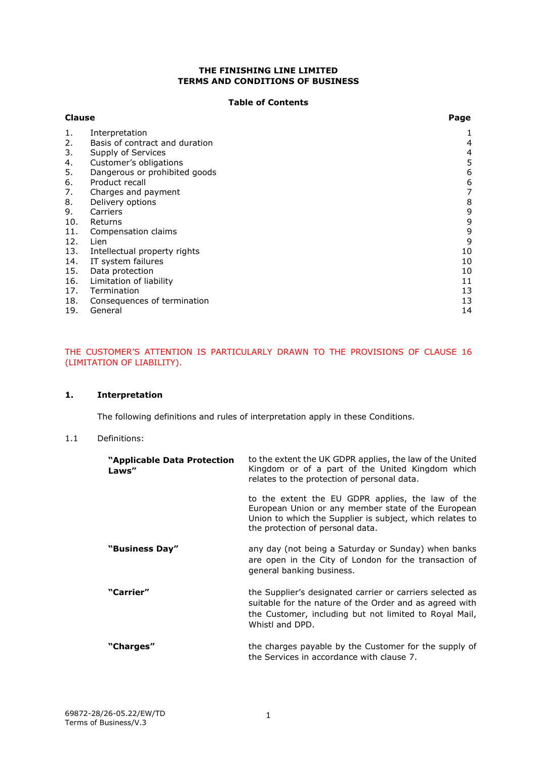**THE FINISHING LINE LIMITED**
**TERMS AND CONDITIONS OF BUSINESS**

**Table of Contents**

| Clause | | Page |
|---|---|---|
| 1. | Interpretation | 1 |
| 2. | Basis of contract and duration | 4 |
| 3. | Supply of Services | 4 |
| 4. | Customer's obligations | 5 |
| 5. | Dangerous or prohibited goods | 6 |
| 6. | Product recall | 6 |
| 7. | Charges and payment | 7 |
| 8. | Delivery options | 8 |
| 9. | Carriers | 9 |
| 10. | Returns | 9 |
| 11. | Compensation claims | 9 |
| 12. | Lien | 9 |
| 13. | Intellectual property rights | 10 |
| 14. | IT system failures | 10 |
| 15. | Data protection | 10 |
| 16. | Limitation of liability | 11 |
| 17. | Termination | 13 |
| 18. | Consequences of termination | 13 |
| 19. | General | 14 |

THE CUSTOMER'S ATTENTION IS PARTICULARLY DRAWN TO THE PROVISIONS OF CLAUSE 16 (LIMITATION OF LIABILITY).

## 1. Interpretation

The following definitions and rules of interpretation apply in these Conditions.

1.1 Definitions:

**"Applicable Data Protection Laws"** to the extent the UK GDPR applies, the law of the United Kingdom or of a part of the United Kingdom which relates to the protection of personal data.

to the extent the EU GDPR applies, the law of the European Union or any member state of the European Union to which the Supplier is subject, which relates to the protection of personal data.

**"Business Day"** any day (not being a Saturday or Sunday) when banks are open in the City of London for the transaction of general banking business.

**"Carrier"** the Supplier's designated carrier or carriers selected as suitable for the nature of the Order and as agreed with the Customer, including but not limited to Royal Mail, Whistl and DPD.

**"Charges"** the charges payable by the Customer for the supply of the Services in accordance with clause 7.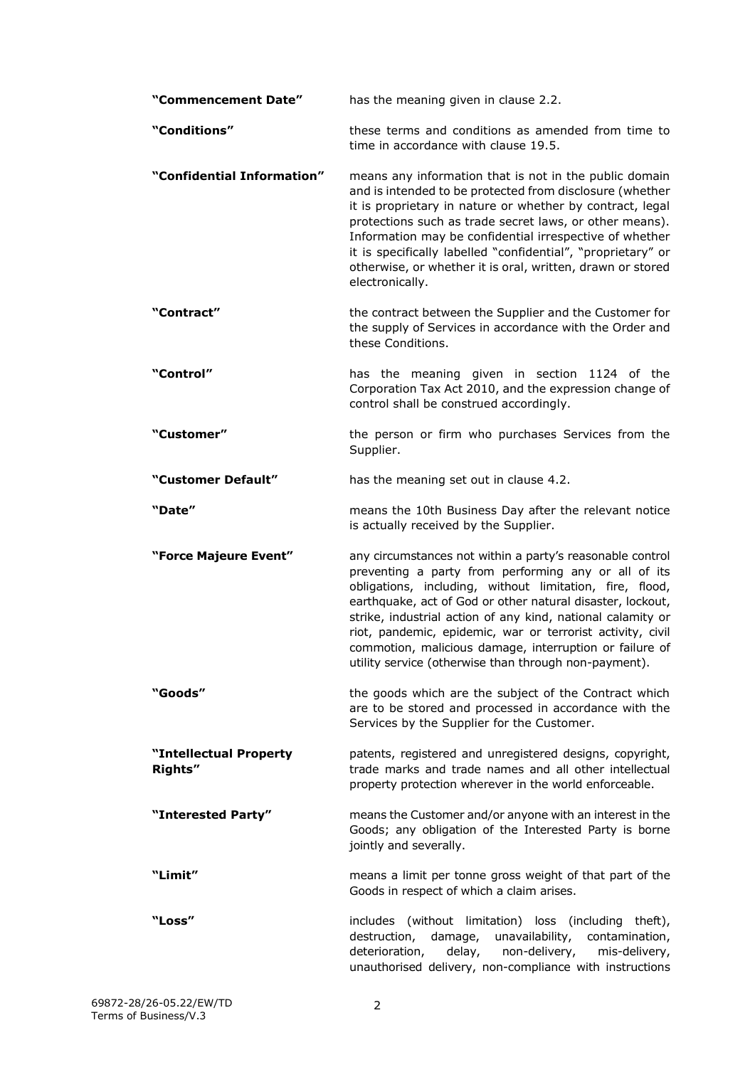**"Commencement Date"** has the meaning given in clause 2.2.

**"Conditions"** these terms and conditions as amended from time to time in accordance with clause 19.5.

**"Confidential Information"** means any information that is not in the public domain and is intended to be protected from disclosure (whether it is proprietary in nature or whether by contract, legal protections such as trade secret laws, or other means). Information may be confidential irrespective of whether it is specifically labelled "confidential", "proprietary" or otherwise, or whether it is oral, written, drawn or stored electronically.

**"Contract"** the contract between the Supplier and the Customer for the supply of Services in accordance with the Order and these Conditions.

**"Control"** has the meaning given in section 1124 of the Corporation Tax Act 2010, and the expression change of control shall be construed accordingly.

**"Customer"** the person or firm who purchases Services from the Supplier.

**"Customer Default"** has the meaning set out in clause 4.2.

**"Date"** means the 10th Business Day after the relevant notice is actually received by the Supplier.

**"Force Majeure Event"** any circumstances not within a party's reasonable control preventing a party from performing any or all of its obligations, including, without limitation, fire, flood, earthquake, act of God or other natural disaster, lockout, strike, industrial action of any kind, national calamity or riot, pandemic, epidemic, war or terrorist activity, civil commotion, malicious damage, interruption or failure of utility service (otherwise than through non-payment).

**"Goods"** the goods which are the subject of the Contract which are to be stored and processed in accordance with the Services by the Supplier for the Customer.

**"Intellectual Property Rights"** patents, registered and unregistered designs, copyright, trade marks and trade names and all other intellectual property protection wherever in the world enforceable.

**"Interested Party"** means the Customer and/or anyone with an interest in the Goods; any obligation of the Interested Party is borne jointly and severally.

**"Limit"** means a limit per tonne gross weight of that part of the Goods in respect of which a claim arises.

**"Loss"** includes (without limitation) loss (including theft), destruction, damage, unavailability, contamination, deterioration, delay, non-delivery, mis-delivery, unauthorised delivery, non-compliance with instructions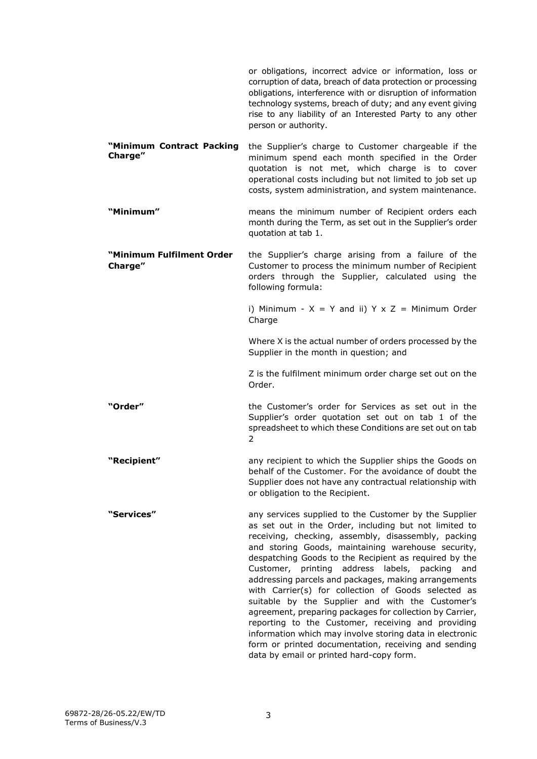or obligations, incorrect advice or information, loss or corruption of data, breach of data protection or processing obligations, interference with or disruption of information technology systems, breach of duty; and any event giving rise to any liability of an Interested Party to any other person or authority.

**"Minimum Contract Packing Charge"** the Supplier's charge to Customer chargeable if the minimum spend each month specified in the Order quotation is not met, which charge is to cover operational costs including but not limited to job set up costs, system administration, and system maintenance.

**"Minimum"** means the minimum number of Recipient orders each month during the Term, as set out in the Supplier's order quotation at tab 1.

**"Minimum Fulfilment Order Charge"** the Supplier's charge arising from a failure of the Customer to process the minimum number of Recipient orders through the Supplier, calculated using the following formula:

i) Minimum - $X = Y$ and ii) $Y \times Z$ = Minimum Order Charge

Where X is the actual number of orders processed by the Supplier in the month in question; and

Z is the fulfilment minimum order charge set out on the Order.

**"Order"** the Customer's order for Services as set out in the Supplier's order quotation set out on tab 1 of the spreadsheet to which these Conditions are set out on tab 2

**"Recipient"** any recipient to which the Supplier ships the Goods on behalf of the Customer. For the avoidance of doubt the Supplier does not have any contractual relationship with or obligation to the Recipient.

**"Services"** any services supplied to the Customer by the Supplier as set out in the Order, including but not limited to receiving, checking, assembly, disassembly, packing and storing Goods, maintaining warehouse security, despatching Goods to the Recipient as required by the Customer, printing address labels, packing and addressing parcels and packages, making arrangements with Carrier(s) for collection of Goods selected as suitable by the Supplier and with the Customer's agreement, preparing packages for collection by Carrier, reporting to the Customer, receiving and providing information which may involve storing data in electronic form or printed documentation, receiving and sending data by email or printed hard-copy form.

69872-28/26-05.22/EW/TD
Terms of Business/V.3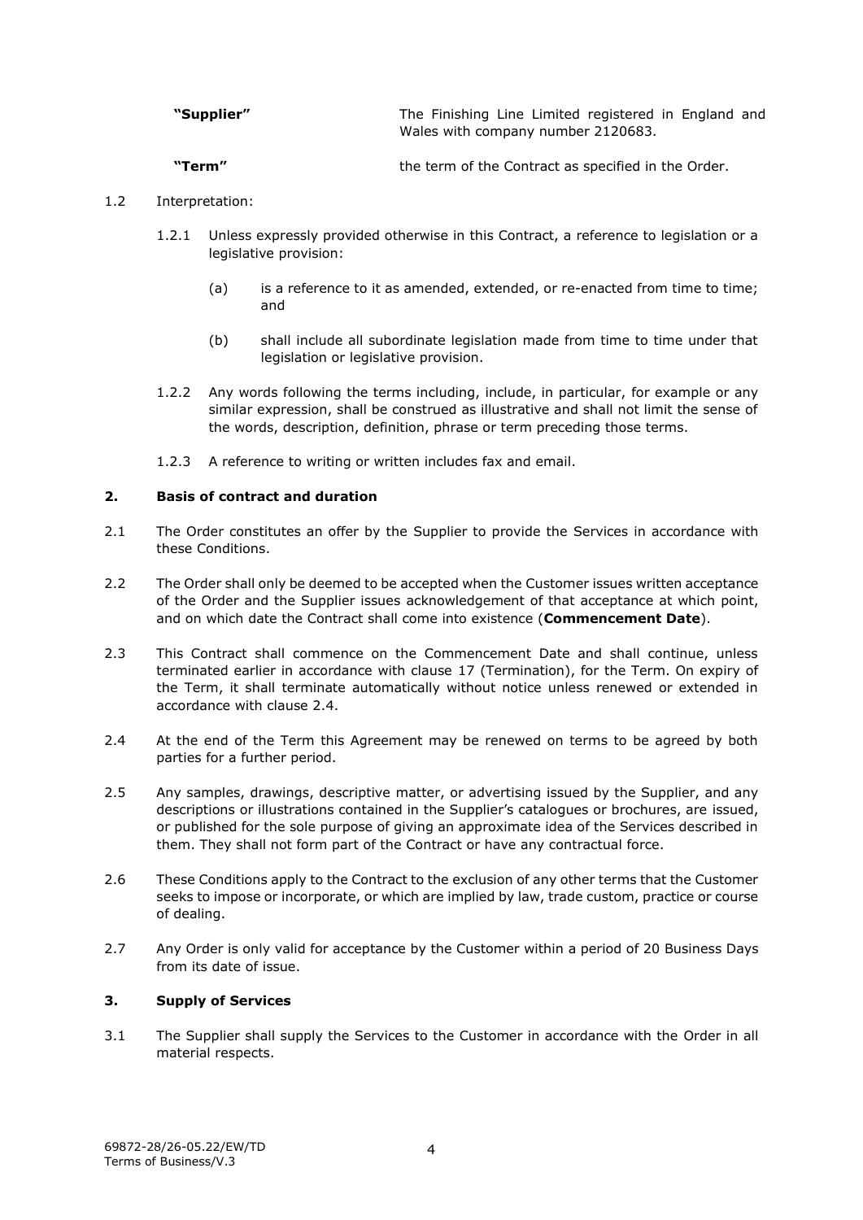| | |
|---|---|
| **"Supplier"** | The Finishing Line Limited registered in England and Wales with company number 2120683. |
| **"Term"** | the term of the Contract as specified in the Order. |

1.2 Interpretation:

1.2.1 Unless expressly provided otherwise in this Contract, a reference to legislation or a legislative provision:

(a) is a reference to it as amended, extended, or re-enacted from time to time; and

(b) shall include all subordinate legislation made from time to time under that legislation or legislative provision.

1.2.2 Any words following the terms including, include, in particular, for example or any similar expression, shall be construed as illustrative and shall not limit the sense of the words, description, definition, phrase or term preceding those terms.

1.2.3 A reference to writing or written includes fax and email.

## 2. Basis of contract and duration

2.1 The Order constitutes an offer by the Supplier to provide the Services in accordance with these Conditions.

2.2 The Order shall only be deemed to be accepted when the Customer issues written acceptance of the Order and the Supplier issues acknowledgement of that acceptance at which point, and on which date the Contract shall come into existence (**Commencement Date**).

2.3 This Contract shall commence on the Commencement Date and shall continue, unless terminated earlier in accordance with clause 17 (Termination), for the Term. On expiry of the Term, it shall terminate automatically without notice unless renewed or extended in accordance with clause 2.4.

2.4 At the end of the Term this Agreement may be renewed on terms to be agreed by both parties for a further period.

2.5 Any samples, drawings, descriptive matter, or advertising issued by the Supplier, and any descriptions or illustrations contained in the Supplier's catalogues or brochures, are issued, or published for the sole purpose of giving an approximate idea of the Services described in them. They shall not form part of the Contract or have any contractual force.

2.6 These Conditions apply to the Contract to the exclusion of any other terms that the Customer seeks to impose or incorporate, or which are implied by law, trade custom, practice or course of dealing.

2.7 Any Order is only valid for acceptance by the Customer within a period of 20 Business Days from its date of issue.

## 3. Supply of Services

3.1 The Supplier shall supply the Services to the Customer in accordance with the Order in all material respects.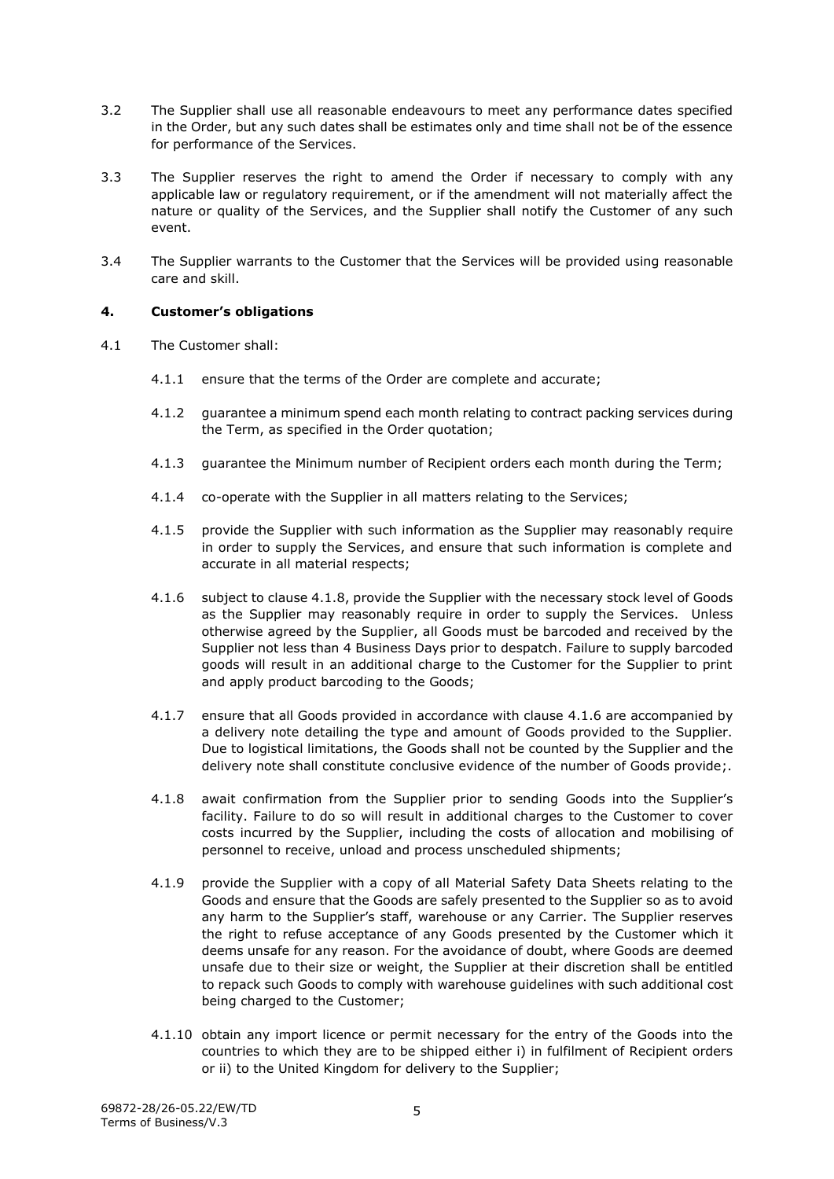3.2 The Supplier shall use all reasonable endeavours to meet any performance dates specified in the Order, but any such dates shall be estimates only and time shall not be of the essence for performance of the Services.

3.3 The Supplier reserves the right to amend the Order if necessary to comply with any applicable law or regulatory requirement, or if the amendment will not materially affect the nature or quality of the Services, and the Supplier shall notify the Customer of any such event.

3.4 The Supplier warrants to the Customer that the Services will be provided using reasonable care and skill.

**4. Customer's obligations**

4.1 The Customer shall:

4.1.1 ensure that the terms of the Order are complete and accurate;

4.1.2 guarantee a minimum spend each month relating to contract packing services during the Term, as specified in the Order quotation;

4.1.3 guarantee the Minimum number of Recipient orders each month during the Term;

4.1.4 co-operate with the Supplier in all matters relating to the Services;

4.1.5 provide the Supplier with such information as the Supplier may reasonably require in order to supply the Services, and ensure that such information is complete and accurate in all material respects;

4.1.6 subject to clause 4.1.8, provide the Supplier with the necessary stock level of Goods as the Supplier may reasonably require in order to supply the Services. Unless otherwise agreed by the Supplier, all Goods must be barcoded and received by the Supplier not less than 4 Business Days prior to despatch. Failure to supply barcoded goods will result in an additional charge to the Customer for the Supplier to print and apply product barcoding to the Goods;

4.1.7 ensure that all Goods provided in accordance with clause 4.1.6 are accompanied by a delivery note detailing the type and amount of Goods provided to the Supplier. Due to logistical limitations, the Goods shall not be counted by the Supplier and the delivery note shall constitute conclusive evidence of the number of Goods provide;.

4.1.8 await confirmation from the Supplier prior to sending Goods into the Supplier's facility. Failure to do so will result in additional charges to the Customer to cover costs incurred by the Supplier, including the costs of allocation and mobilising of personnel to receive, unload and process unscheduled shipments;

4.1.9 provide the Supplier with a copy of all Material Safety Data Sheets relating to the Goods and ensure that the Goods are safely presented to the Supplier so as to avoid any harm to the Supplier's staff, warehouse or any Carrier. The Supplier reserves the right to refuse acceptance of any Goods presented by the Customer which it deems unsafe for any reason. For the avoidance of doubt, where Goods are deemed unsafe due to their size or weight, the Supplier at their discretion shall be entitled to repack such Goods to comply with warehouse guidelines with such additional cost being charged to the Customer;

4.1.10 obtain any import licence or permit necessary for the entry of the Goods into the countries to which they are to be shipped either i) in fulfilment of Recipient orders or ii) to the United Kingdom for delivery to the Supplier;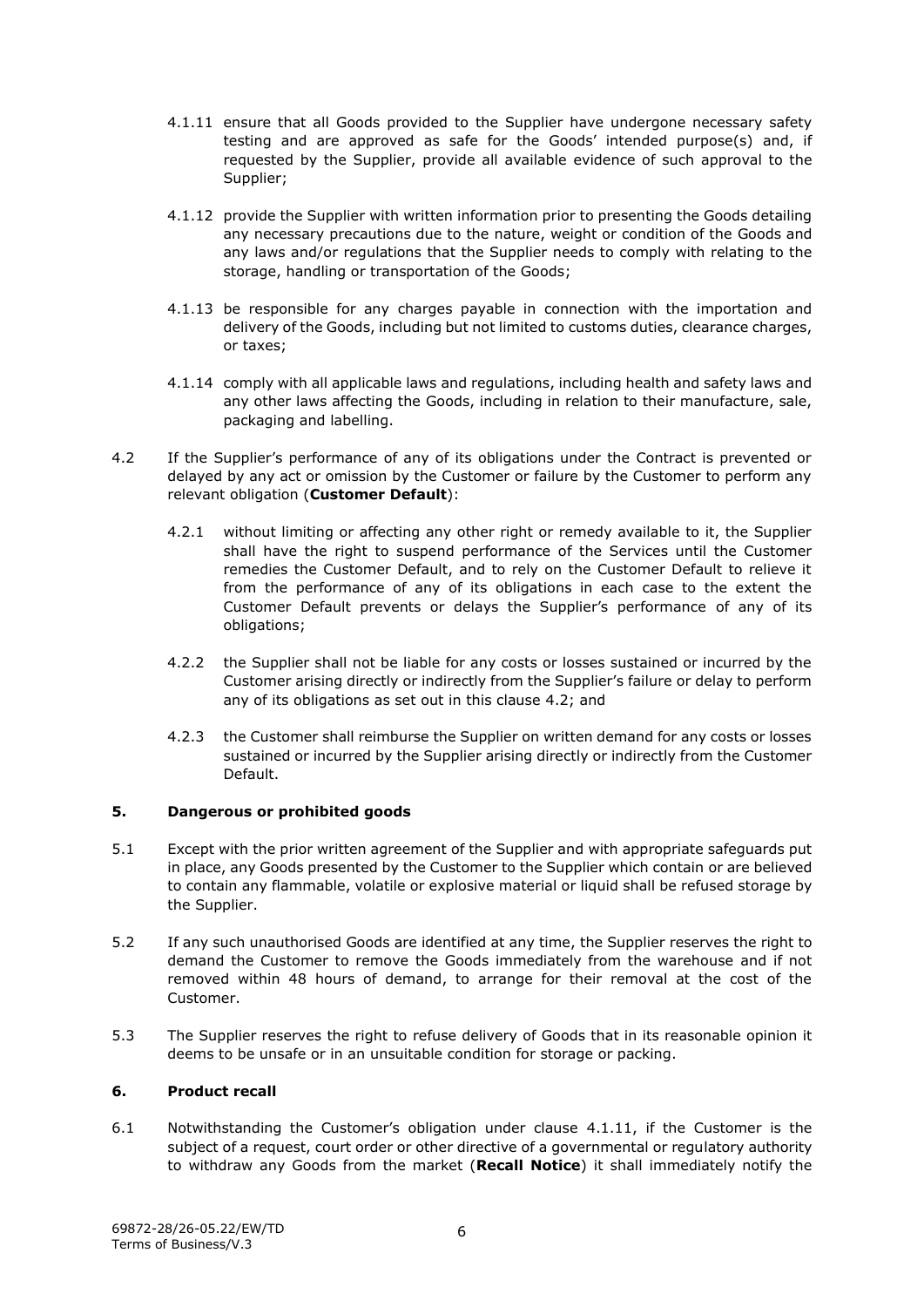4.1.11 ensure that all Goods provided to the Supplier have undergone necessary safety testing and are approved as safe for the Goods' intended purpose(s) and, if requested by the Supplier, provide all available evidence of such approval to the Supplier;

4.1.12 provide the Supplier with written information prior to presenting the Goods detailing any necessary precautions due to the nature, weight or condition of the Goods and any laws and/or regulations that the Supplier needs to comply with relating to the storage, handling or transportation of the Goods;

4.1.13 be responsible for any charges payable in connection with the importation and delivery of the Goods, including but not limited to customs duties, clearance charges, or taxes;

4.1.14 comply with all applicable laws and regulations, including health and safety laws and any other laws affecting the Goods, including in relation to their manufacture, sale, packaging and labelling.

4.2 If the Supplier's performance of any of its obligations under the Contract is prevented or delayed by any act or omission by the Customer or failure by the Customer to perform any relevant obligation (**Customer Default**):

4.2.1 without limiting or affecting any other right or remedy available to it, the Supplier shall have the right to suspend performance of the Services until the Customer remedies the Customer Default, and to rely on the Customer Default to relieve it from the performance of any of its obligations in each case to the extent the Customer Default prevents or delays the Supplier's performance of any of its obligations;

4.2.2 the Supplier shall not be liable for any costs or losses sustained or incurred by the Customer arising directly or indirectly from the Supplier's failure or delay to perform any of its obligations as set out in this clause 4.2; and

4.2.3 the Customer shall reimburse the Supplier on written demand for any costs or losses sustained or incurred by the Supplier arising directly or indirectly from the Customer Default.

## 5. Dangerous or prohibited goods

5.1 Except with the prior written agreement of the Supplier and with appropriate safeguards put in place, any Goods presented by the Customer to the Supplier which contain or are believed to contain any flammable, volatile or explosive material or liquid shall be refused storage by the Supplier.

5.2 If any such unauthorised Goods are identified at any time, the Supplier reserves the right to demand the Customer to remove the Goods immediately from the warehouse and if not removed within 48 hours of demand, to arrange for their removal at the cost of the Customer.

5.3 The Supplier reserves the right to refuse delivery of Goods that in its reasonable opinion it deems to be unsafe or in an unsuitable condition for storage or packing.

## 6. Product recall

6.1 Notwithstanding the Customer's obligation under clause 4.1.11, if the Customer is the subject of a request, court order or other directive of a governmental or regulatory authority to withdraw any Goods from the market (**Recall Notice**) it shall immediately notify the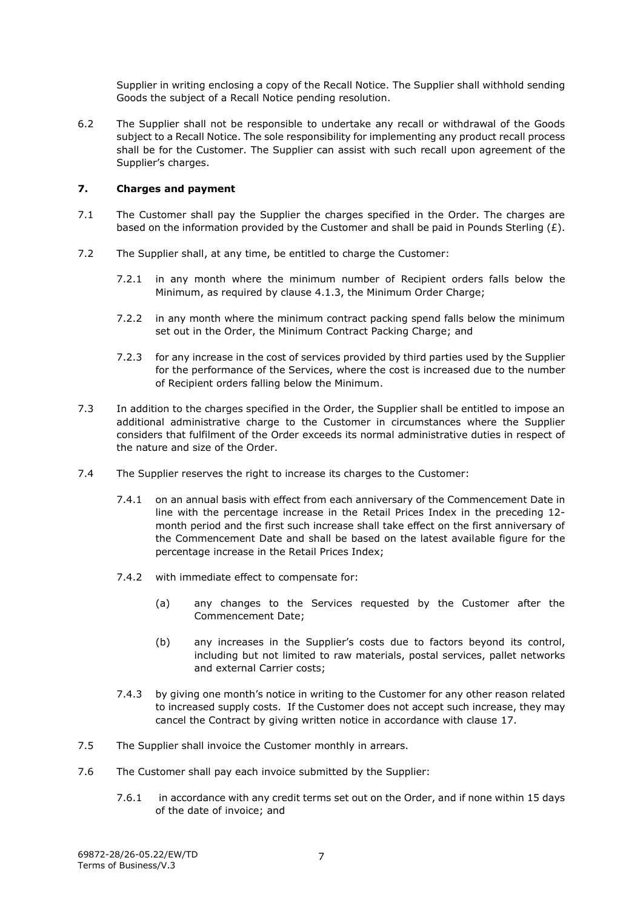Supplier in writing enclosing a copy of the Recall Notice. The Supplier shall withhold sending Goods the subject of a Recall Notice pending resolution.

6.2 The Supplier shall not be responsible to undertake any recall or withdrawal of the Goods subject to a Recall Notice. The sole responsibility for implementing any product recall process shall be for the Customer. The Supplier can assist with such recall upon agreement of the Supplier's charges.

### 7. Charges and payment

7.1 The Customer shall pay the Supplier the charges specified in the Order. The charges are based on the information provided by the Customer and shall be paid in Pounds Sterling (£).

7.2 The Supplier shall, at any time, be entitled to charge the Customer:

7.2.1 in any month where the minimum number of Recipient orders falls below the Minimum, as required by clause 4.1.3, the Minimum Order Charge;

7.2.2 in any month where the minimum contract packing spend falls below the minimum set out in the Order, the Minimum Contract Packing Charge; and

7.2.3 for any increase in the cost of services provided by third parties used by the Supplier for the performance of the Services, where the cost is increased due to the number of Recipient orders falling below the Minimum.

7.3 In addition to the charges specified in the Order, the Supplier shall be entitled to impose an additional administrative charge to the Customer in circumstances where the Supplier considers that fulfilment of the Order exceeds its normal administrative duties in respect of the nature and size of the Order.

7.4 The Supplier reserves the right to increase its charges to the Customer:

7.4.1 on an annual basis with effect from each anniversary of the Commencement Date in line with the percentage increase in the Retail Prices Index in the preceding 12-month period and the first such increase shall take effect on the first anniversary of the Commencement Date and shall be based on the latest available figure for the percentage increase in the Retail Prices Index;

7.4.2 with immediate effect to compensate for:

(a) any changes to the Services requested by the Customer after the Commencement Date;

(b) any increases in the Supplier's costs due to factors beyond its control, including but not limited to raw materials, postal services, pallet networks and external Carrier costs;

7.4.3 by giving one month's notice in writing to the Customer for any other reason related to increased supply costs. If the Customer does not accept such increase, they may cancel the Contract by giving written notice in accordance with clause 17.

7.5 The Supplier shall invoice the Customer monthly in arrears.

7.6 The Customer shall pay each invoice submitted by the Supplier:

7.6.1 in accordance with any credit terms set out on the Order, and if none within 15 days of the date of invoice; and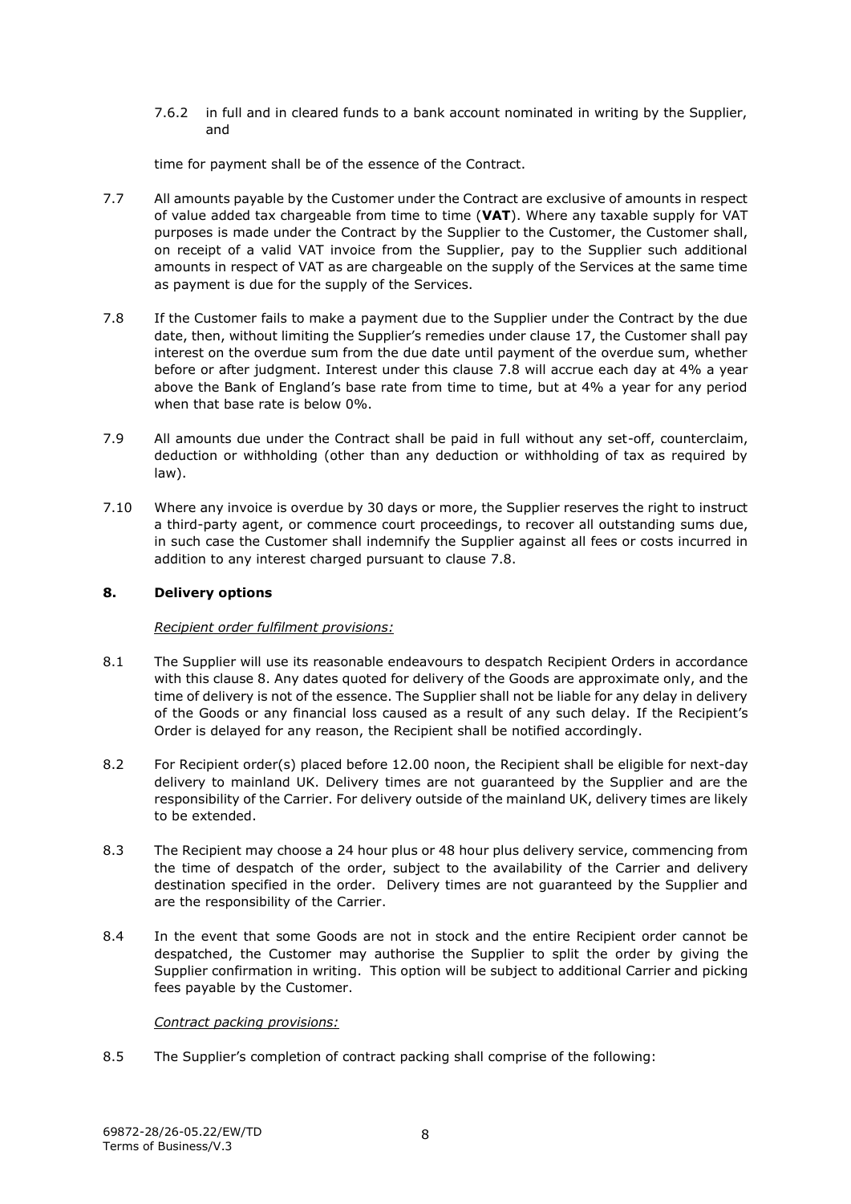7.6.2 in full and in cleared funds to a bank account nominated in writing by the Supplier, and

time for payment shall be of the essence of the Contract.

7.7 All amounts payable by the Customer under the Contract are exclusive of amounts in respect of value added tax chargeable from time to time (**VAT**). Where any taxable supply for VAT purposes is made under the Contract by the Supplier to the Customer, the Customer shall, on receipt of a valid VAT invoice from the Supplier, pay to the Supplier such additional amounts in respect of VAT as are chargeable on the supply of the Services at the same time as payment is due for the supply of the Services.

7.8 If the Customer fails to make a payment due to the Supplier under the Contract by the due date, then, without limiting the Supplier's remedies under clause 17, the Customer shall pay interest on the overdue sum from the due date until payment of the overdue sum, whether before or after judgment. Interest under this clause 7.8 will accrue each day at 4% a year above the Bank of England's base rate from time to time, but at 4% a year for any period when that base rate is below 0%.

7.9 All amounts due under the Contract shall be paid in full without any set-off, counterclaim, deduction or withholding (other than any deduction or withholding of tax as required by law).

7.10 Where any invoice is overdue by 30 days or more, the Supplier reserves the right to instruct a third-party agent, or commence court proceedings, to recover all outstanding sums due, in such case the Customer shall indemnify the Supplier against all fees or costs incurred in addition to any interest charged pursuant to clause 7.8.

## 8. Delivery options

*Recipient order fulfilment provisions:*

8.1 The Supplier will use its reasonable endeavours to despatch Recipient Orders in accordance with this clause 8. Any dates quoted for delivery of the Goods are approximate only, and the time of delivery is not of the essence. The Supplier shall not be liable for any delay in delivery of the Goods or any financial loss caused as a result of any such delay. If the Recipient's Order is delayed for any reason, the Recipient shall be notified accordingly.

8.2 For Recipient order(s) placed before 12.00 noon, the Recipient shall be eligible for next-day delivery to mainland UK. Delivery times are not guaranteed by the Supplier and are the responsibility of the Carrier. For delivery outside of the mainland UK, delivery times are likely to be extended.

8.3 The Recipient may choose a 24 hour plus or 48 hour plus delivery service, commencing from the time of despatch of the order, subject to the availability of the Carrier and delivery destination specified in the order. Delivery times are not guaranteed by the Supplier and are the responsibility of the Carrier.

8.4 In the event that some Goods are not in stock and the entire Recipient order cannot be despatched, the Customer may authorise the Supplier to split the order by giving the Supplier confirmation in writing. This option will be subject to additional Carrier and picking fees payable by the Customer.

*Contract packing provisions:*

8.5 The Supplier's completion of contract packing shall comprise of the following: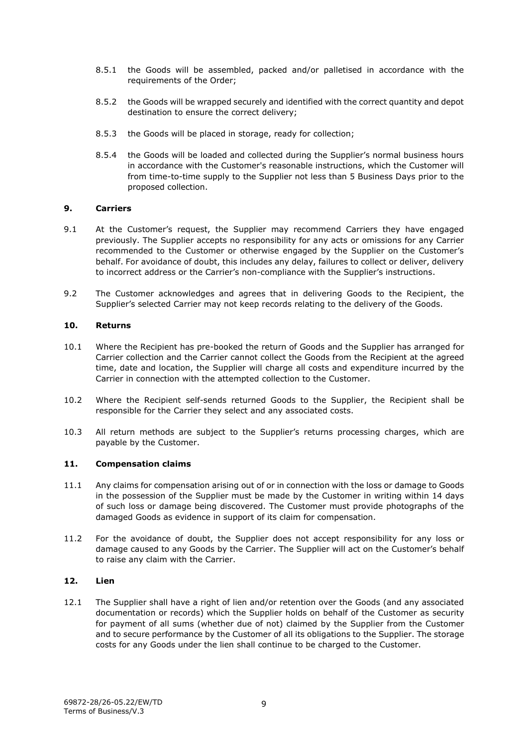8.5.1 the Goods will be assembled, packed and/or palletised in accordance with the requirements of the Order;

8.5.2 the Goods will be wrapped securely and identified with the correct quantity and depot destination to ensure the correct delivery;

8.5.3 the Goods will be placed in storage, ready for collection;

8.5.4 the Goods will be loaded and collected during the Supplier's normal business hours in accordance with the Customer's reasonable instructions, which the Customer will from time-to-time supply to the Supplier not less than 5 Business Days prior to the proposed collection.

## 9. Carriers

9.1 At the Customer's request, the Supplier may recommend Carriers they have engaged previously. The Supplier accepts no responsibility for any acts or omissions for any Carrier recommended to the Customer or otherwise engaged by the Supplier on the Customer's behalf. For avoidance of doubt, this includes any delay, failures to collect or deliver, delivery to incorrect address or the Carrier's non-compliance with the Supplier's instructions.

9.2 The Customer acknowledges and agrees that in delivering Goods to the Recipient, the Supplier's selected Carrier may not keep records relating to the delivery of the Goods.

## 10. Returns

10.1 Where the Recipient has pre-booked the return of Goods and the Supplier has arranged for Carrier collection and the Carrier cannot collect the Goods from the Recipient at the agreed time, date and location, the Supplier will charge all costs and expenditure incurred by the Carrier in connection with the attempted collection to the Customer.

10.2 Where the Recipient self-sends returned Goods to the Supplier, the Recipient shall be responsible for the Carrier they select and any associated costs.

10.3 All return methods are subject to the Supplier's returns processing charges, which are payable by the Customer.

## 11. Compensation claims

11.1 Any claims for compensation arising out of or in connection with the loss or damage to Goods in the possession of the Supplier must be made by the Customer in writing within 14 days of such loss or damage being discovered. The Customer must provide photographs of the damaged Goods as evidence in support of its claim for compensation.

11.2 For the avoidance of doubt, the Supplier does not accept responsibility for any loss or damage caused to any Goods by the Carrier. The Supplier will act on the Customer's behalf to raise any claim with the Carrier.

## 12. Lien

12.1 The Supplier shall have a right of lien and/or retention over the Goods (and any associated documentation or records) which the Supplier holds on behalf of the Customer as security for payment of all sums (whether due of not) claimed by the Supplier from the Customer and to secure performance by the Customer of all its obligations to the Supplier. The storage costs for any Goods under the lien shall continue to be charged to the Customer.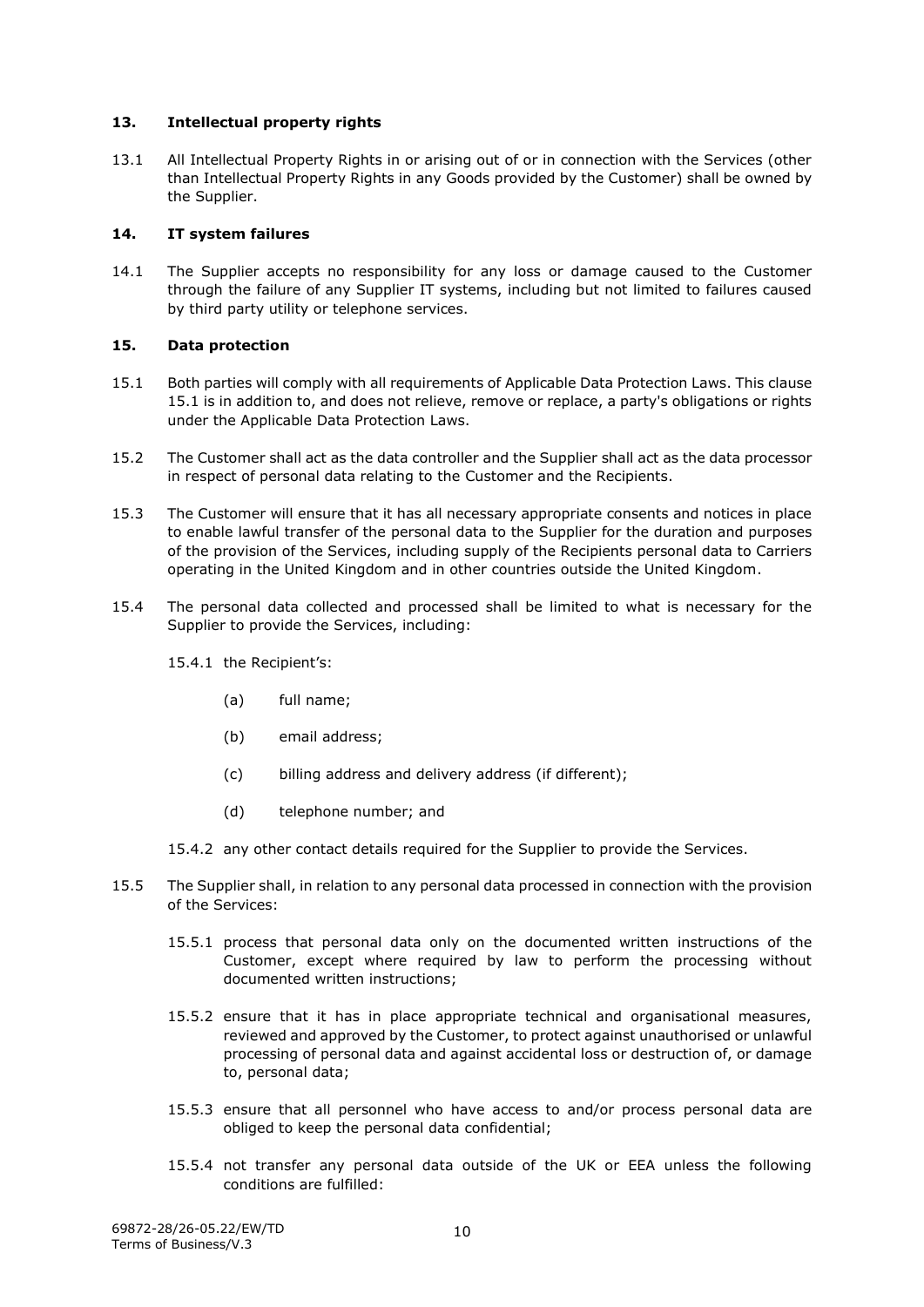## 13. Intellectual property rights

13.1 All Intellectual Property Rights in or arising out of or in connection with the Services (other than Intellectual Property Rights in any Goods provided by the Customer) shall be owned by the Supplier.

## 14. IT system failures

14.1 The Supplier accepts no responsibility for any loss or damage caused to the Customer through the failure of any Supplier IT systems, including but not limited to failures caused by third party utility or telephone services.

## 15. Data protection

15.1 Both parties will comply with all requirements of Applicable Data Protection Laws. This clause 15.1 is in addition to, and does not relieve, remove or replace, a party's obligations or rights under the Applicable Data Protection Laws.

15.2 The Customer shall act as the data controller and the Supplier shall act as the data processor in respect of personal data relating to the Customer and the Recipients.

15.3 The Customer will ensure that it has all necessary appropriate consents and notices in place to enable lawful transfer of the personal data to the Supplier for the duration and purposes of the provision of the Services, including supply of the Recipients personal data to Carriers operating in the United Kingdom and in other countries outside the United Kingdom.

15.4 The personal data collected and processed shall be limited to what is necessary for the Supplier to provide the Services, including:

15.4.1 the Recipient's:

(a) full name;

(b) email address;

(c) billing address and delivery address (if different);

(d) telephone number; and

15.4.2 any other contact details required for the Supplier to provide the Services.

15.5 The Supplier shall, in relation to any personal data processed in connection with the provision of the Services:

15.5.1 process that personal data only on the documented written instructions of the Customer, except where required by law to perform the processing without documented written instructions;

15.5.2 ensure that it has in place appropriate technical and organisational measures, reviewed and approved by the Customer, to protect against unauthorised or unlawful processing of personal data and against accidental loss or destruction of, or damage to, personal data;

15.5.3 ensure that all personnel who have access to and/or process personal data are obliged to keep the personal data confidential;

15.5.4 not transfer any personal data outside of the UK or EEA unless the following conditions are fulfilled: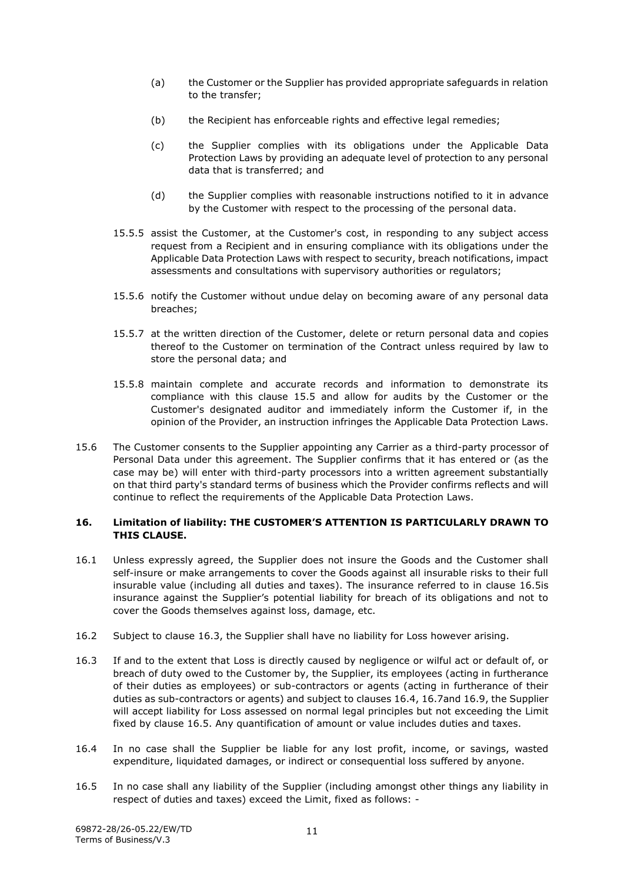(a) the Customer or the Supplier has provided appropriate safeguards in relation to the transfer;

(b) the Recipient has enforceable rights and effective legal remedies;

(c) the Supplier complies with its obligations under the Applicable Data Protection Laws by providing an adequate level of protection to any personal data that is transferred; and

(d) the Supplier complies with reasonable instructions notified to it in advance by the Customer with respect to the processing of the personal data.

15.5.5 assist the Customer, at the Customer's cost, in responding to any subject access request from a Recipient and in ensuring compliance with its obligations under the Applicable Data Protection Laws with respect to security, breach notifications, impact assessments and consultations with supervisory authorities or regulators;

15.5.6 notify the Customer without undue delay on becoming aware of any personal data breaches;

15.5.7 at the written direction of the Customer, delete or return personal data and copies thereof to the Customer on termination of the Contract unless required by law to store the personal data; and

15.5.8 maintain complete and accurate records and information to demonstrate its compliance with this clause 15.5 and allow for audits by the Customer or the Customer's designated auditor and immediately inform the Customer if, in the opinion of the Provider, an instruction infringes the Applicable Data Protection Laws.

15.6 The Customer consents to the Supplier appointing any Carrier as a third-party processor of Personal Data under this agreement. The Supplier confirms that it has entered or (as the case may be) will enter with third-party processors into a written agreement substantially on that third party's standard terms of business which the Provider confirms reflects and will continue to reflect the requirements of the Applicable Data Protection Laws.

## 16. Limitation of liability: THE CUSTOMER'S ATTENTION IS PARTICULARLY DRAWN TO THIS CLAUSE.

16.1 Unless expressly agreed, the Supplier does not insure the Goods and the Customer shall self-insure or make arrangements to cover the Goods against all insurable risks to their full insurable value (including all duties and taxes). The insurance referred to in clause 16.5is insurance against the Supplier's potential liability for breach of its obligations and not to cover the Goods themselves against loss, damage, etc.

16.2 Subject to clause 16.3, the Supplier shall have no liability for Loss however arising.

16.3 If and to the extent that Loss is directly caused by negligence or wilful act or default of, or breach of duty owed to the Customer by, the Supplier, its employees (acting in furtherance of their duties as employees) or sub-contractors or agents (acting in furtherance of their duties as sub-contractors or agents) and subject to clauses 16.4, 16.7and 16.9, the Supplier will accept liability for Loss assessed on normal legal principles but not exceeding the Limit fixed by clause 16.5. Any quantification of amount or value includes duties and taxes.

16.4 In no case shall the Supplier be liable for any lost profit, income, or savings, wasted expenditure, liquidated damages, or indirect or consequential loss suffered by anyone.

16.5 In no case shall any liability of the Supplier (including amongst other things any liability in respect of duties and taxes) exceed the Limit, fixed as follows: -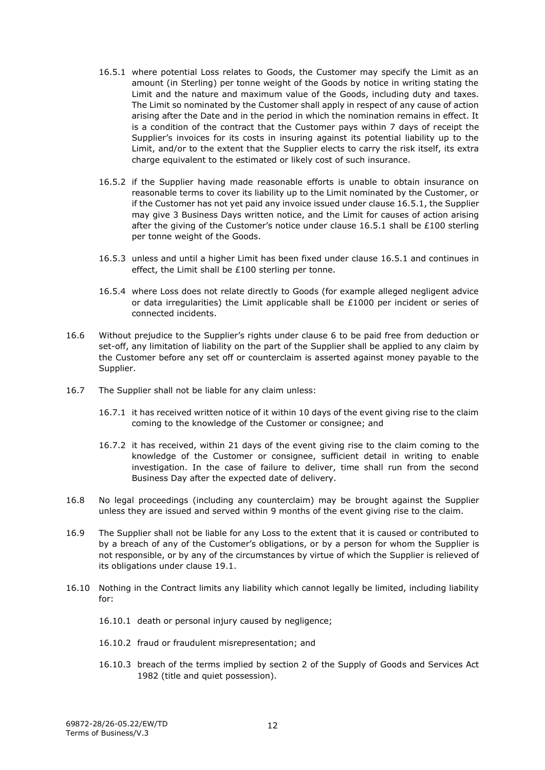16.5.1 where potential Loss relates to Goods, the Customer may specify the Limit as an amount (in Sterling) per tonne weight of the Goods by notice in writing stating the Limit and the nature and maximum value of the Goods, including duty and taxes. The Limit so nominated by the Customer shall apply in respect of any cause of action arising after the Date and in the period in which the nomination remains in effect. It is a condition of the contract that the Customer pays within 7 days of receipt the Supplier's invoices for its costs in insuring against its potential liability up to the Limit, and/or to the extent that the Supplier elects to carry the risk itself, its extra charge equivalent to the estimated or likely cost of such insurance.

16.5.2 if the Supplier having made reasonable efforts is unable to obtain insurance on reasonable terms to cover its liability up to the Limit nominated by the Customer, or if the Customer has not yet paid any invoice issued under clause 16.5.1, the Supplier may give 3 Business Days written notice, and the Limit for causes of action arising after the giving of the Customer's notice under clause 16.5.1 shall be £100 sterling per tonne weight of the Goods.

16.5.3 unless and until a higher Limit has been fixed under clause 16.5.1 and continues in effect, the Limit shall be £100 sterling per tonne.

16.5.4 where Loss does not relate directly to Goods (for example alleged negligent advice or data irregularities) the Limit applicable shall be £1000 per incident or series of connected incidents.

16.6 Without prejudice to the Supplier's rights under clause 6 to be paid free from deduction or set-off, any limitation of liability on the part of the Supplier shall be applied to any claim by the Customer before any set off or counterclaim is asserted against money payable to the Supplier.

16.7 The Supplier shall not be liable for any claim unless:

16.7.1 it has received written notice of it within 10 days of the event giving rise to the claim coming to the knowledge of the Customer or consignee; and

16.7.2 it has received, within 21 days of the event giving rise to the claim coming to the knowledge of the Customer or consignee, sufficient detail in writing to enable investigation. In the case of failure to deliver, time shall run from the second Business Day after the expected date of delivery.

16.8 No legal proceedings (including any counterclaim) may be brought against the Supplier unless they are issued and served within 9 months of the event giving rise to the claim.

16.9 The Supplier shall not be liable for any Loss to the extent that it is caused or contributed to by a breach of any of the Customer's obligations, or by a person for whom the Supplier is not responsible, or by any of the circumstances by virtue of which the Supplier is relieved of its obligations under clause 19.1.

16.10 Nothing in the Contract limits any liability which cannot legally be limited, including liability for:

16.10.1 death or personal injury caused by negligence;

16.10.2 fraud or fraudulent misrepresentation; and

16.10.3 breach of the terms implied by section 2 of the Supply of Goods and Services Act 1982 (title and quiet possession).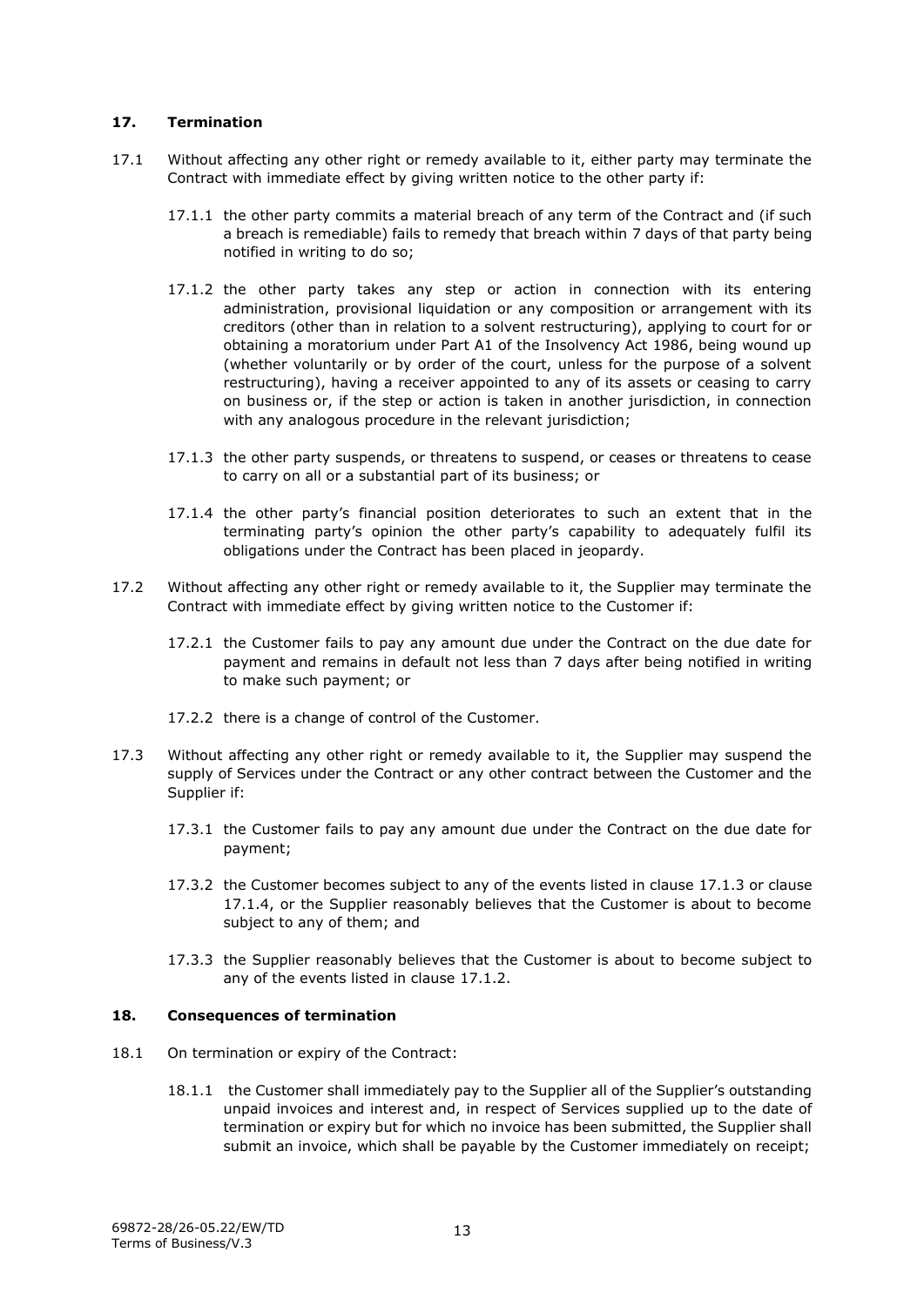## 17. Termination

17.1 Without affecting any other right or remedy available to it, either party may terminate the Contract with immediate effect by giving written notice to the other party if:

17.1.1 the other party commits a material breach of any term of the Contract and (if such a breach is remediable) fails to remedy that breach within 7 days of that party being notified in writing to do so;

17.1.2 the other party takes any step or action in connection with its entering administration, provisional liquidation or any composition or arrangement with its creditors (other than in relation to a solvent restructuring), applying to court for or obtaining a moratorium under Part A1 of the Insolvency Act 1986, being wound up (whether voluntarily or by order of the court, unless for the purpose of a solvent restructuring), having a receiver appointed to any of its assets or ceasing to carry on business or, if the step or action is taken in another jurisdiction, in connection with any analogous procedure in the relevant jurisdiction;

17.1.3 the other party suspends, or threatens to suspend, or ceases or threatens to cease to carry on all or a substantial part of its business; or

17.1.4 the other party's financial position deteriorates to such an extent that in the terminating party's opinion the other party's capability to adequately fulfil its obligations under the Contract has been placed in jeopardy.

17.2 Without affecting any other right or remedy available to it, the Supplier may terminate the Contract with immediate effect by giving written notice to the Customer if:

17.2.1 the Customer fails to pay any amount due under the Contract on the due date for payment and remains in default not less than 7 days after being notified in writing to make such payment; or

17.2.2 there is a change of control of the Customer.

17.3 Without affecting any other right or remedy available to it, the Supplier may suspend the supply of Services under the Contract or any other contract between the Customer and the Supplier if:

17.3.1 the Customer fails to pay any amount due under the Contract on the due date for payment;

17.3.2 the Customer becomes subject to any of the events listed in clause 17.1.3 or clause 17.1.4, or the Supplier reasonably believes that the Customer is about to become subject to any of them; and

17.3.3 the Supplier reasonably believes that the Customer is about to become subject to any of the events listed in clause 17.1.2.

## 18. Consequences of termination

18.1 On termination or expiry of the Contract:

18.1.1 the Customer shall immediately pay to the Supplier all of the Supplier's outstanding unpaid invoices and interest and, in respect of Services supplied up to the date of termination or expiry but for which no invoice has been submitted, the Supplier shall submit an invoice, which shall be payable by the Customer immediately on receipt;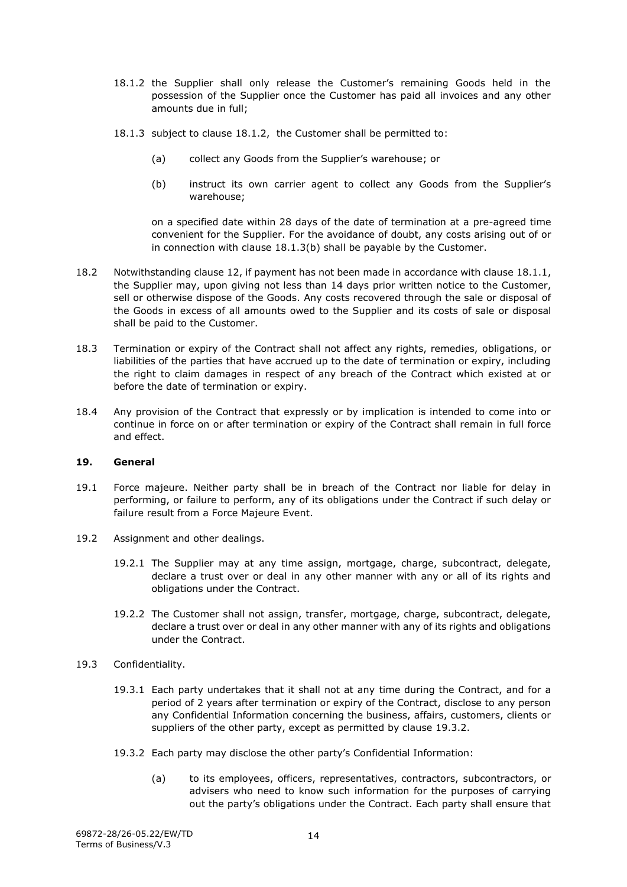18.1.2 the Supplier shall only release the Customer's remaining Goods held in the possession of the Supplier once the Customer has paid all invoices and any other amounts due in full;

18.1.3 subject to clause 18.1.2, the Customer shall be permitted to:

(a) collect any Goods from the Supplier's warehouse; or

(b) instruct its own carrier agent to collect any Goods from the Supplier's warehouse;

on a specified date within 28 days of the date of termination at a pre-agreed time convenient for the Supplier. For the avoidance of doubt, any costs arising out of or in connection with clause 18.1.3(b) shall be payable by the Customer.

18.2 Notwithstanding clause 12, if payment has not been made in accordance with clause 18.1.1, the Supplier may, upon giving not less than 14 days prior written notice to the Customer, sell or otherwise dispose of the Goods. Any costs recovered through the sale or disposal of the Goods in excess of all amounts owed to the Supplier and its costs of sale or disposal shall be paid to the Customer.

18.3 Termination or expiry of the Contract shall not affect any rights, remedies, obligations, or liabilities of the parties that have accrued up to the date of termination or expiry, including the right to claim damages in respect of any breach of the Contract which existed at or before the date of termination or expiry.

18.4 Any provision of the Contract that expressly or by implication is intended to come into or continue in force on or after termination or expiry of the Contract shall remain in full force and effect.

## 19. General

19.1 Force majeure. Neither party shall be in breach of the Contract nor liable for delay in performing, or failure to perform, any of its obligations under the Contract if such delay or failure result from a Force Majeure Event.

19.2 Assignment and other dealings.

19.2.1 The Supplier may at any time assign, mortgage, charge, subcontract, delegate, declare a trust over or deal in any other manner with any or all of its rights and obligations under the Contract.

19.2.2 The Customer shall not assign, transfer, mortgage, charge, subcontract, delegate, declare a trust over or deal in any other manner with any of its rights and obligations under the Contract.

19.3 Confidentiality.

19.3.1 Each party undertakes that it shall not at any time during the Contract, and for a period of 2 years after termination or expiry of the Contract, disclose to any person any Confidential Information concerning the business, affairs, customers, clients or suppliers of the other party, except as permitted by clause 19.3.2.

19.3.2 Each party may disclose the other party's Confidential Information:

(a) to its employees, officers, representatives, contractors, subcontractors, or advisers who need to know such information for the purposes of carrying out the party's obligations under the Contract. Each party shall ensure that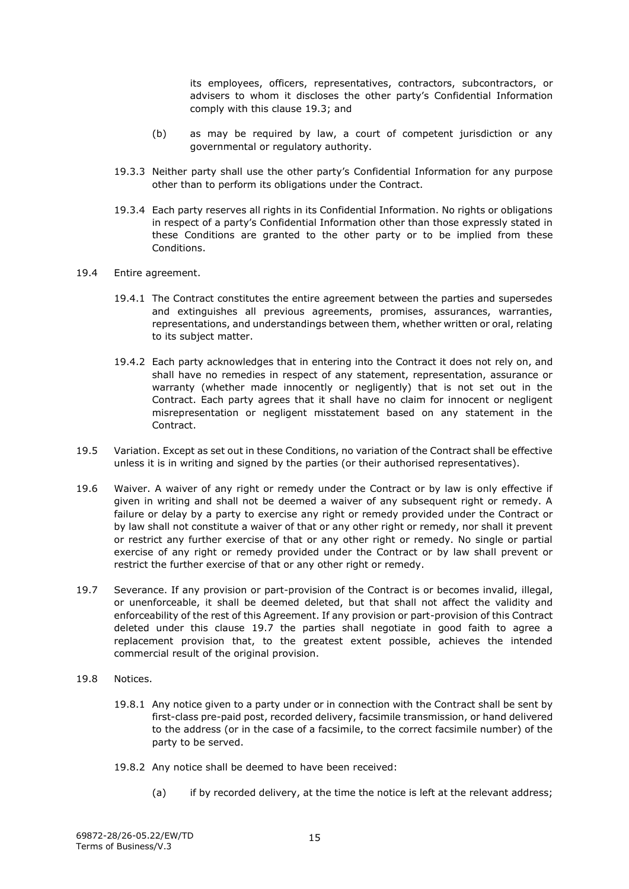its employees, officers, representatives, contractors, subcontractors, or advisers to whom it discloses the other party's Confidential Information comply with this clause 19.3; and

(b) as may be required by law, a court of competent jurisdiction or any governmental or regulatory authority.

19.3.3 Neither party shall use the other party's Confidential Information for any purpose other than to perform its obligations under the Contract.

19.3.4 Each party reserves all rights in its Confidential Information. No rights or obligations in respect of a party's Confidential Information other than those expressly stated in these Conditions are granted to the other party or to be implied from these Conditions.

19.4 Entire agreement.

19.4.1 The Contract constitutes the entire agreement between the parties and supersedes and extinguishes all previous agreements, promises, assurances, warranties, representations, and understandings between them, whether written or oral, relating to its subject matter.

19.4.2 Each party acknowledges that in entering into the Contract it does not rely on, and shall have no remedies in respect of any statement, representation, assurance or warranty (whether made innocently or negligently) that is not set out in the Contract. Each party agrees that it shall have no claim for innocent or negligent misrepresentation or negligent misstatement based on any statement in the Contract.

19.5 Variation. Except as set out in these Conditions, no variation of the Contract shall be effective unless it is in writing and signed by the parties (or their authorised representatives).

19.6 Waiver. A waiver of any right or remedy under the Contract or by law is only effective if given in writing and shall not be deemed a waiver of any subsequent right or remedy. A failure or delay by a party to exercise any right or remedy provided under the Contract or by law shall not constitute a waiver of that or any other right or remedy, nor shall it prevent or restrict any further exercise of that or any other right or remedy. No single or partial exercise of any right or remedy provided under the Contract or by law shall prevent or restrict the further exercise of that or any other right or remedy.

19.7 Severance. If any provision or part-provision of the Contract is or becomes invalid, illegal, or unenforceable, it shall be deemed deleted, but that shall not affect the validity and enforceability of the rest of this Agreement. If any provision or part-provision of this Contract deleted under this clause 19.7 the parties shall negotiate in good faith to agree a replacement provision that, to the greatest extent possible, achieves the intended commercial result of the original provision.

19.8 Notices.

19.8.1 Any notice given to a party under or in connection with the Contract shall be sent by first-class pre-paid post, recorded delivery, facsimile transmission, or hand delivered to the address (or in the case of a facsimile, to the correct facsimile number) of the party to be served.

19.8.2 Any notice shall be deemed to have been received:

(a) if by recorded delivery, at the time the notice is left at the relevant address;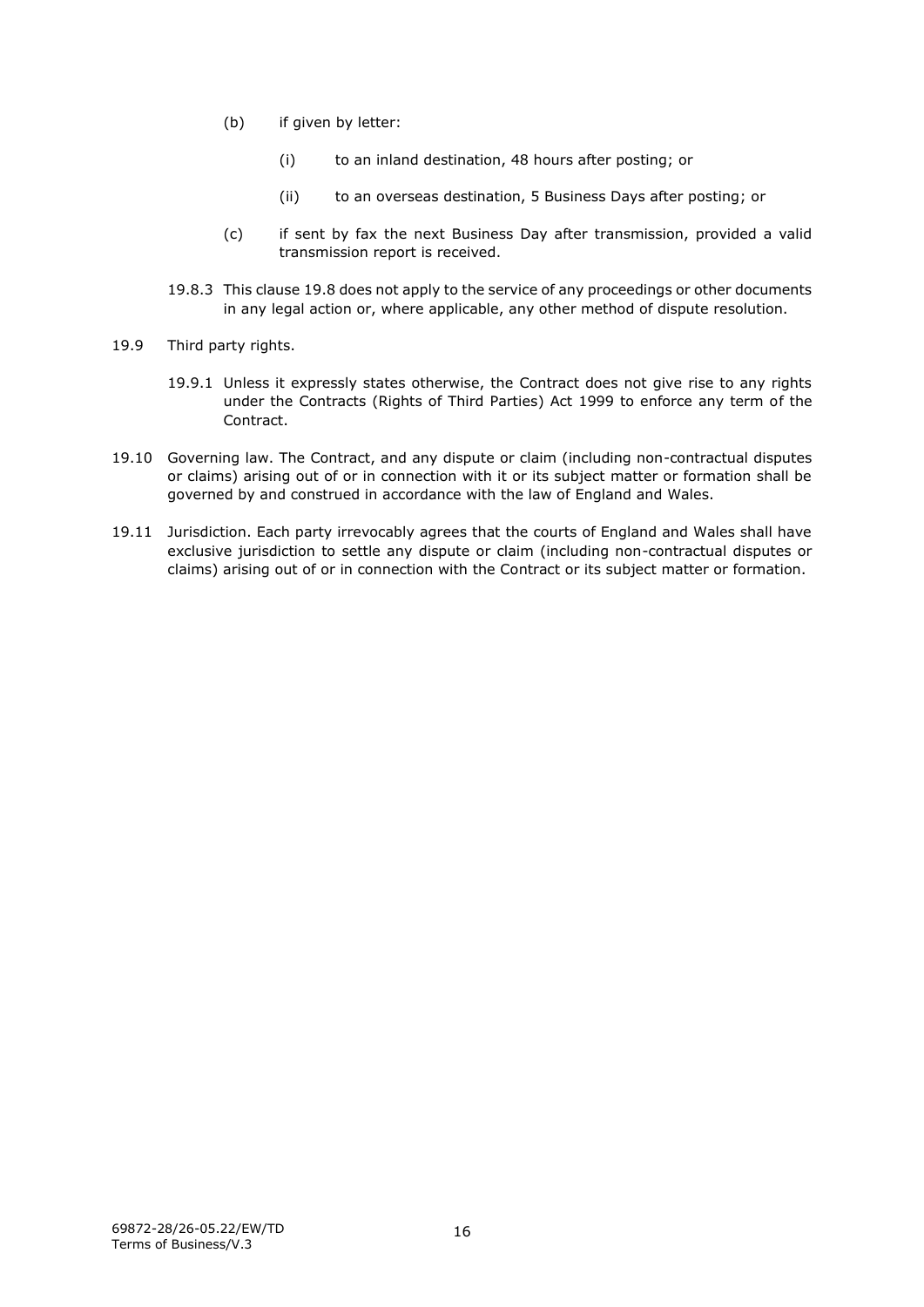(b) if given by letter:

(i) to an inland destination, 48 hours after posting; or

(ii) to an overseas destination, 5 Business Days after posting; or

(c) if sent by fax the next Business Day after transmission, provided a valid transmission report is received.

19.8.3 This clause 19.8 does not apply to the service of any proceedings or other documents in any legal action or, where applicable, any other method of dispute resolution.

19.9 Third party rights.

19.9.1 Unless it expressly states otherwise, the Contract does not give rise to any rights under the Contracts (Rights of Third Parties) Act 1999 to enforce any term of the Contract.

19.10 Governing law. The Contract, and any dispute or claim (including non-contractual disputes or claims) arising out of or in connection with it or its subject matter or formation shall be governed by and construed in accordance with the law of England and Wales.

19.11 Jurisdiction. Each party irrevocably agrees that the courts of England and Wales shall have exclusive jurisdiction to settle any dispute or claim (including non-contractual disputes or claims) arising out of or in connection with the Contract or its subject matter or formation.

69872-28/26-05.22/EW/TD
Terms of Business/V.3